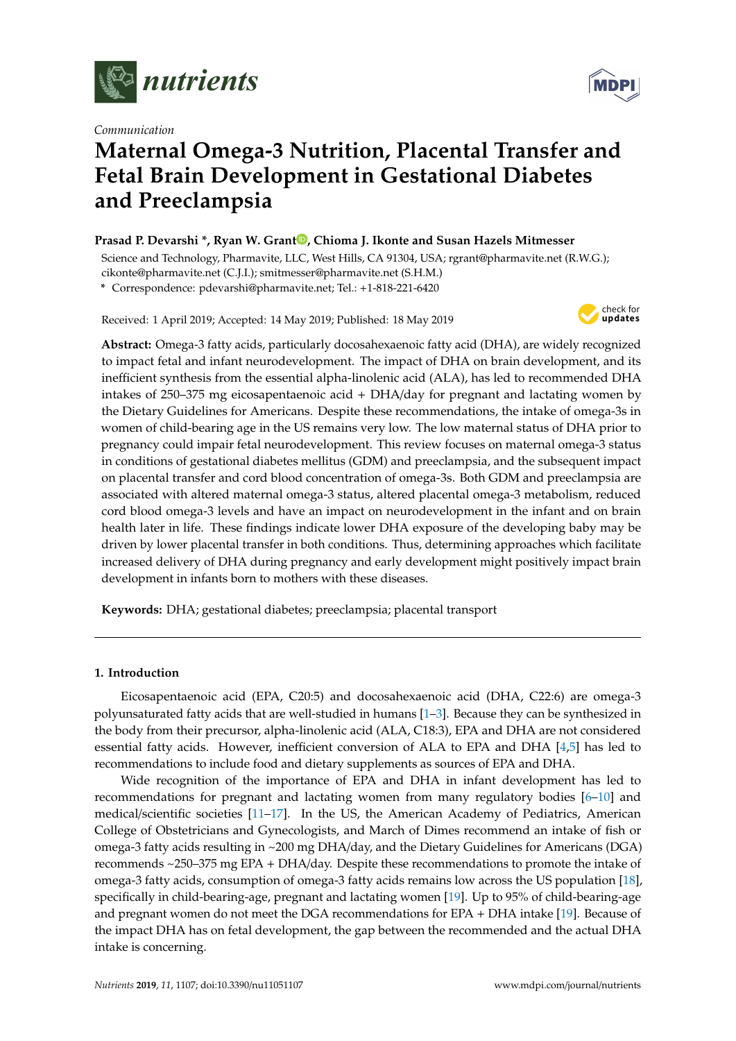*Communication*

# Maternal Omega-3 Nutrition, Placental Transfer and Fetal Brain Development in Gestational Diabetes and Preeclampsia

**Prasad P. Devarshi *, Ryan W. Grant, Chioma J. Ikonte and Susan Hazels Mitmesser**

Science and Technology, Pharmavite, LLC, West Hills, CA 91304, USA; rgrant@pharmavite.net (R.W.G.); cikonte@pharmavite.net (C.J.I.); smitmesser@pharmavite.net (S.H.M.)

* Correspondence: pdevarshi@pharmavite.net; Tel.: +1-818-221-6420

Received: 1 April 2019; Accepted: 14 May 2019; Published: 18 May 2019

**Abstract:** Omega-3 fatty acids, particularly docosahexaenoic fatty acid (DHA), are widely recognized to impact fetal and infant neurodevelopment. The impact of DHA on brain development, and its inefficient synthesis from the essential alpha-linolenic acid (ALA), has led to recommended DHA intakes of 250–375 mg eicosapentaenoic acid + DHA/day for pregnant and lactating women by the Dietary Guidelines for Americans. Despite these recommendations, the intake of omega-3s in women of child-bearing age in the US remains very low. The low maternal status of DHA prior to pregnancy could impair fetal neurodevelopment. This review focuses on maternal omega-3 status in conditions of gestational diabetes mellitus (GDM) and preeclampsia, and the subsequent impact on placental transfer and cord blood concentration of omega-3s. Both GDM and preeclampsia are associated with altered maternal omega-3 status, altered placental omega-3 metabolism, reduced cord blood omega-3 levels and have an impact on neurodevelopment in the infant and on brain health later in life. These findings indicate lower DHA exposure of the developing baby may be driven by lower placental transfer in both conditions. Thus, determining approaches which facilitate increased delivery of DHA during pregnancy and early development might positively impact brain development in infants born to mothers with these diseases.

**Keywords:** DHA; gestational diabetes; preeclampsia; placental transport

## 1. Introduction

Eicosapentaenoic acid (EPA, C20:5) and docosahexaenoic acid (DHA, C22:6) are omega-3 polyunsaturated fatty acids that are well-studied in humans [1–3]. Because they can be synthesized in the body from their precursor, alpha-linolenic acid (ALA, C18:3), EPA and DHA are not considered essential fatty acids. However, inefficient conversion of ALA to EPA and DHA [4,5] has led to recommendations to include food and dietary supplements as sources of EPA and DHA.

Wide recognition of the importance of EPA and DHA in infant development has led to recommendations for pregnant and lactating women from many regulatory bodies [6–10] and medical/scientific societies [11–17]. In the US, the American Academy of Pediatrics, American College of Obstetricians and Gynecologists, and March of Dimes recommend an intake of fish or omega-3 fatty acids resulting in ~200 mg DHA/day, and the Dietary Guidelines for Americans (DGA) recommends ~250–375 mg EPA + DHA/day. Despite these recommendations to promote the intake of omega-3 fatty acids, consumption of omega-3 fatty acids remains low across the US population [18], specifically in child-bearing-age, pregnant and lactating women [19]. Up to 95% of child-bearing-age and pregnant women do not meet the DGA recommendations for EPA + DHA intake [19]. Because of the impact DHA has on fetal development, the gap between the recommended and the actual DHA intake is concerning.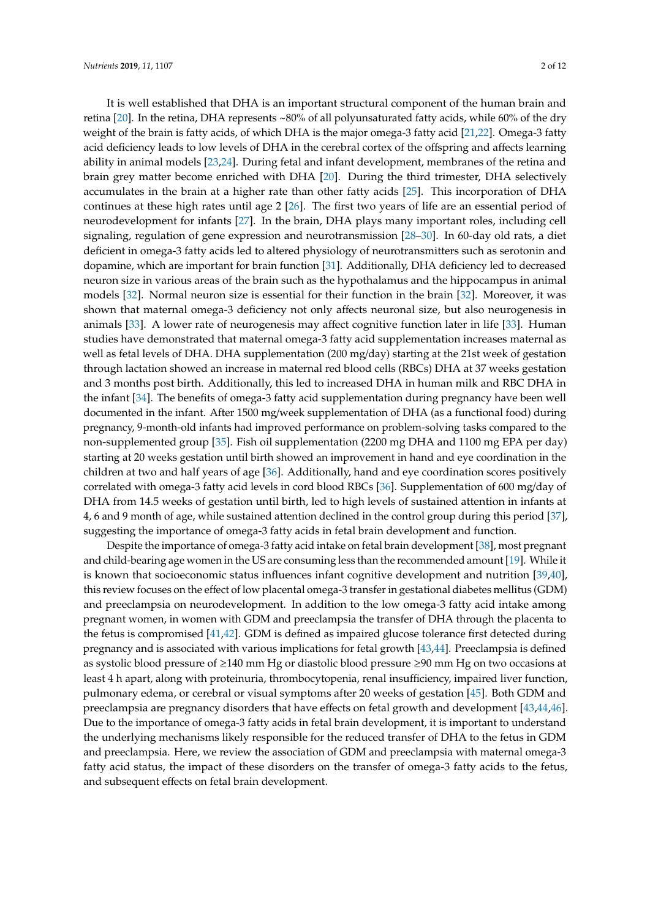It is well established that DHA is an important structural component of the human brain and retina [20]. In the retina, DHA represents ~80% of all polyunsaturated fatty acids, while 60% of the dry weight of the brain is fatty acids, of which DHA is the major omega-3 fatty acid [21,22]. Omega-3 fatty acid deficiency leads to low levels of DHA in the cerebral cortex of the offspring and affects learning ability in animal models [23,24]. During fetal and infant development, membranes of the retina and brain grey matter become enriched with DHA [20]. During the third trimester, DHA selectively accumulates in the brain at a higher rate than other fatty acids [25]. This incorporation of DHA continues at these high rates until age 2 [26]. The first two years of life are an essential period of neurodevelopment for infants [27]. In the brain, DHA plays many important roles, including cell signaling, regulation of gene expression and neurotransmission [28–30]. In 60-day old rats, a diet deficient in omega-3 fatty acids led to altered physiology of neurotransmitters such as serotonin and dopamine, which are important for brain function [31]. Additionally, DHA deficiency led to decreased neuron size in various areas of the brain such as the hypothalamus and the hippocampus in animal models [32]. Normal neuron size is essential for their function in the brain [32]. Moreover, it was shown that maternal omega-3 deficiency not only affects neuronal size, but also neurogenesis in animals [33]. A lower rate of neurogenesis may affect cognitive function later in life [33]. Human studies have demonstrated that maternal omega-3 fatty acid supplementation increases maternal as well as fetal levels of DHA. DHA supplementation (200 mg/day) starting at the 21st week of gestation through lactation showed an increase in maternal red blood cells (RBCs) DHA at 37 weeks gestation and 3 months post birth. Additionally, this led to increased DHA in human milk and RBC DHA in the infant [34]. The benefits of omega-3 fatty acid supplementation during pregnancy have been well documented in the infant. After 1500 mg/week supplementation of DHA (as a functional food) during pregnancy, 9-month-old infants had improved performance on problem-solving tasks compared to the non-supplemented group [35]. Fish oil supplementation (2200 mg DHA and 1100 mg EPA per day) starting at 20 weeks gestation until birth showed an improvement in hand and eye coordination in the children at two and half years of age [36]. Additionally, hand and eye coordination scores positively correlated with omega-3 fatty acid levels in cord blood RBCs [36]. Supplementation of 600 mg/day of DHA from 14.5 weeks of gestation until birth, led to high levels of sustained attention in infants at 4, 6 and 9 month of age, while sustained attention declined in the control group during this period [37], suggesting the importance of omega-3 fatty acids in fetal brain development and function.

Despite the importance of omega-3 fatty acid intake on fetal brain development [38], most pregnant and child-bearing age women in the US are consuming less than the recommended amount [19]. While it is known that socioeconomic status influences infant cognitive development and nutrition [39,40], this review focuses on the effect of low placental omega-3 transfer in gestational diabetes mellitus (GDM) and preeclampsia on neurodevelopment. In addition to the low omega-3 fatty acid intake among pregnant women, in women with GDM and preeclampsia the transfer of DHA through the placenta to the fetus is compromised [41,42]. GDM is defined as impaired glucose tolerance first detected during pregnancy and is associated with various implications for fetal growth [43,44]. Preeclampsia is defined as systolic blood pressure of ≥140 mm Hg or diastolic blood pressure ≥90 mm Hg on two occasions at least 4 h apart, along with proteinuria, thrombocytopenia, renal insufficiency, impaired liver function, pulmonary edema, or cerebral or visual symptoms after 20 weeks of gestation [45]. Both GDM and preeclampsia are pregnancy disorders that have effects on fetal growth and development [43,44,46]. Due to the importance of omega-3 fatty acids in fetal brain development, it is important to understand the underlying mechanisms likely responsible for the reduced transfer of DHA to the fetus in GDM and preeclampsia. Here, we review the association of GDM and preeclampsia with maternal omega-3 fatty acid status, the impact of these disorders on the transfer of omega-3 fatty acids to the fetus, and subsequent effects on fetal brain development.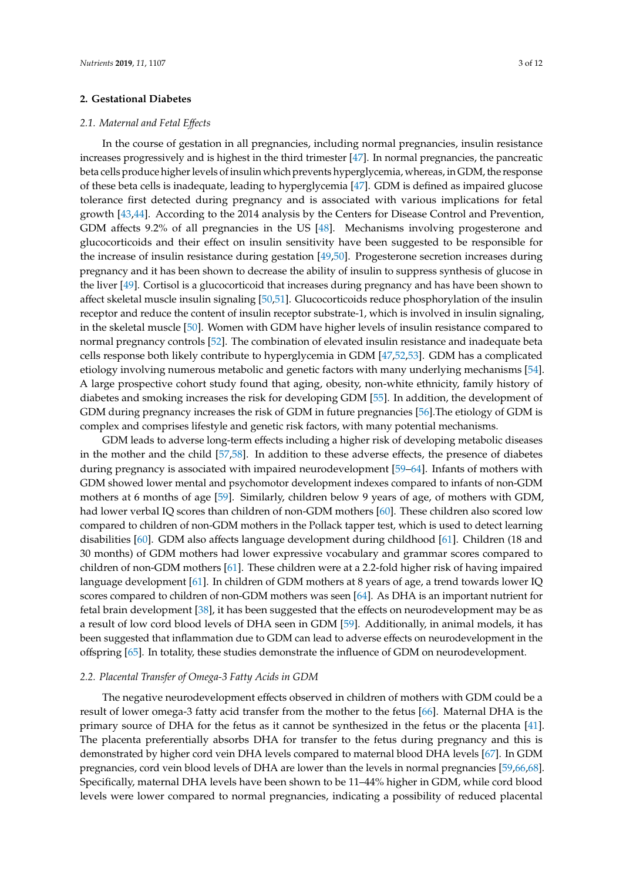## 2. Gestational Diabetes

### 2.1. Maternal and Fetal Effects

In the course of gestation in all pregnancies, including normal pregnancies, insulin resistance increases progressively and is highest in the third trimester [47]. In normal pregnancies, the pancreatic beta cells produce higher levels of insulin which prevents hyperglycemia, whereas, in GDM, the response of these beta cells is inadequate, leading to hyperglycemia [47]. GDM is defined as impaired glucose tolerance first detected during pregnancy and is associated with various implications for fetal growth [43,44]. According to the 2014 analysis by the Centers for Disease Control and Prevention, GDM affects 9.2% of all pregnancies in the US [48]. Mechanisms involving progesterone and glucocorticoids and their effect on insulin sensitivity have been suggested to be responsible for the increase of insulin resistance during gestation [49,50]. Progesterone secretion increases during pregnancy and it has been shown to decrease the ability of insulin to suppress synthesis of glucose in the liver [49]. Cortisol is a glucocorticoid that increases during pregnancy and has have been shown to affect skeletal muscle insulin signaling [50,51]. Glucocorticoids reduce phosphorylation of the insulin receptor and reduce the content of insulin receptor substrate-1, which is involved in insulin signaling, in the skeletal muscle [50]. Women with GDM have higher levels of insulin resistance compared to normal pregnancy controls [52]. The combination of elevated insulin resistance and inadequate beta cells response both likely contribute to hyperglycemia in GDM [47,52,53]. GDM has a complicated etiology involving numerous metabolic and genetic factors with many underlying mechanisms [54]. A large prospective cohort study found that aging, obesity, non-white ethnicity, family history of diabetes and smoking increases the risk for developing GDM [55]. In addition, the development of GDM during pregnancy increases the risk of GDM in future pregnancies [56].The etiology of GDM is complex and comprises lifestyle and genetic risk factors, with many potential mechanisms.

GDM leads to adverse long-term effects including a higher risk of developing metabolic diseases in the mother and the child [57,58]. In addition to these adverse effects, the presence of diabetes during pregnancy is associated with impaired neurodevelopment [59–64]. Infants of mothers with GDM showed lower mental and psychomotor development indexes compared to infants of non-GDM mothers at 6 months of age [59]. Similarly, children below 9 years of age, of mothers with GDM, had lower verbal IQ scores than children of non-GDM mothers [60]. These children also scored low compared to children of non-GDM mothers in the Pollack tapper test, which is used to detect learning disabilities [60]. GDM also affects language development during childhood [61]. Children (18 and 30 months) of GDM mothers had lower expressive vocabulary and grammar scores compared to children of non-GDM mothers [61]. These children were at a 2.2-fold higher risk of having impaired language development [61]. In children of GDM mothers at 8 years of age, a trend towards lower IQ scores compared to children of non-GDM mothers was seen [64]. As DHA is an important nutrient for fetal brain development [38], it has been suggested that the effects on neurodevelopment may be as a result of low cord blood levels of DHA seen in GDM [59]. Additionally, in animal models, it has been suggested that inflammation due to GDM can lead to adverse effects on neurodevelopment in the offspring [65]. In totality, these studies demonstrate the influence of GDM on neurodevelopment.

### 2.2. Placental Transfer of Omega-3 Fatty Acids in GDM

The negative neurodevelopment effects observed in children of mothers with GDM could be a result of lower omega-3 fatty acid transfer from the mother to the fetus [66]. Maternal DHA is the primary source of DHA for the fetus as it cannot be synthesized in the fetus or the placenta [41]. The placenta preferentially absorbs DHA for transfer to the fetus during pregnancy and this is demonstrated by higher cord vein DHA levels compared to maternal blood DHA levels [67]. In GDM pregnancies, cord vein blood levels of DHA are lower than the levels in normal pregnancies [59,66,68]. Specifically, maternal DHA levels have been shown to be 11–44% higher in GDM, while cord blood levels were lower compared to normal pregnancies, indicating a possibility of reduced placental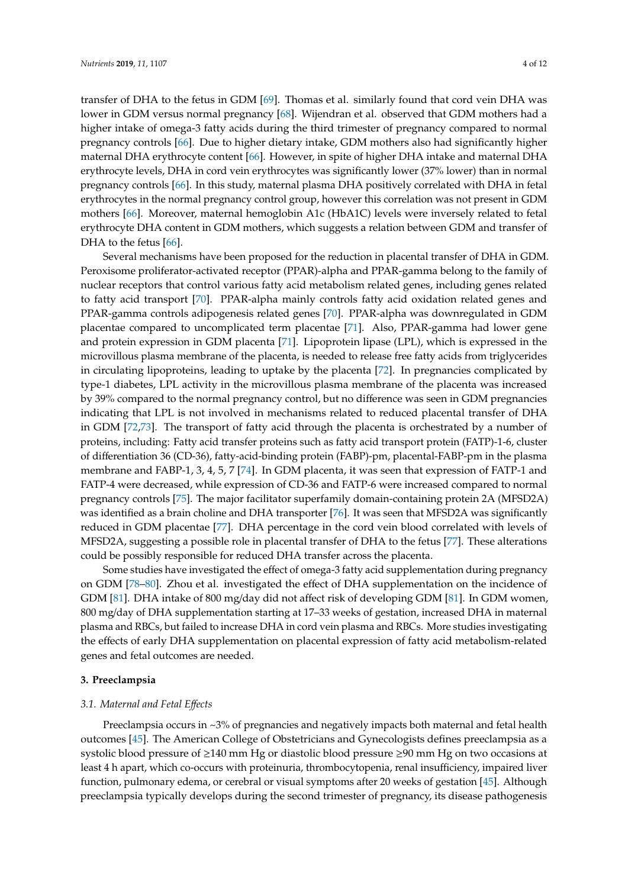transfer of DHA to the fetus in GDM [69]. Thomas et al. similarly found that cord vein DHA was lower in GDM versus normal pregnancy [68]. Wijendran et al. observed that GDM mothers had a higher intake of omega-3 fatty acids during the third trimester of pregnancy compared to normal pregnancy controls [66]. Due to higher dietary intake, GDM mothers also had significantly higher maternal DHA erythrocyte content [66]. However, in spite of higher DHA intake and maternal DHA erythrocyte levels, DHA in cord vein erythrocytes was significantly lower (37% lower) than in normal pregnancy controls [66]. In this study, maternal plasma DHA positively correlated with DHA in fetal erythrocytes in the normal pregnancy control group, however this correlation was not present in GDM mothers [66]. Moreover, maternal hemoglobin A1c (HbA1C) levels were inversely related to fetal erythrocyte DHA content in GDM mothers, which suggests a relation between GDM and transfer of DHA to the fetus [66].

Several mechanisms have been proposed for the reduction in placental transfer of DHA in GDM. Peroxisome proliferator-activated receptor (PPAR)-alpha and PPAR-gamma belong to the family of nuclear receptors that control various fatty acid metabolism related genes, including genes related to fatty acid transport [70]. PPAR-alpha mainly controls fatty acid oxidation related genes and PPAR-gamma controls adipogenesis related genes [70]. PPAR-alpha was downregulated in GDM placentae compared to uncomplicated term placentae [71]. Also, PPAR-gamma had lower gene and protein expression in GDM placenta [71]. Lipoprotein lipase (LPL), which is expressed in the microvillous plasma membrane of the placenta, is needed to release free fatty acids from triglycerides in circulating lipoproteins, leading to uptake by the placenta [72]. In pregnancies complicated by type-1 diabetes, LPL activity in the microvillous plasma membrane of the placenta was increased by 39% compared to the normal pregnancy control, but no difference was seen in GDM pregnancies indicating that LPL is not involved in mechanisms related to reduced placental transfer of DHA in GDM [72,73]. The transport of fatty acid through the placenta is orchestrated by a number of proteins, including: Fatty acid transfer proteins such as fatty acid transport protein (FATP)-1-6, cluster of differentiation 36 (CD-36), fatty-acid-binding protein (FABP)-pm, placental-FABP-pm in the plasma membrane and FABP-1, 3, 4, 5, 7 [74]. In GDM placenta, it was seen that expression of FATP-1 and FATP-4 were decreased, while expression of CD-36 and FATP-6 were increased compared to normal pregnancy controls [75]. The major facilitator superfamily domain-containing protein 2A (MFSD2A) was identified as a brain choline and DHA transporter [76]. It was seen that MFSD2A was significantly reduced in GDM placentae [77]. DHA percentage in the cord vein blood correlated with levels of MFSD2A, suggesting a possible role in placental transfer of DHA to the fetus [77]. These alterations could be possibly responsible for reduced DHA transfer across the placenta.

Some studies have investigated the effect of omega-3 fatty acid supplementation during pregnancy on GDM [78–80]. Zhou et al. investigated the effect of DHA supplementation on the incidence of GDM [81]. DHA intake of 800 mg/day did not affect risk of developing GDM [81]. In GDM women, 800 mg/day of DHA supplementation starting at 17–33 weeks of gestation, increased DHA in maternal plasma and RBCs, but failed to increase DHA in cord vein plasma and RBCs. More studies investigating the effects of early DHA supplementation on placental expression of fatty acid metabolism-related genes and fetal outcomes are needed.

## 3. Preeclampsia

### 3.1. Maternal and Fetal Effects

Preeclampsia occurs in ~3% of pregnancies and negatively impacts both maternal and fetal health outcomes [45]. The American College of Obstetricians and Gynecologists defines preeclampsia as a systolic blood pressure of ≥140 mm Hg or diastolic blood pressure ≥90 mm Hg on two occasions at least 4 h apart, which co-occurs with proteinuria, thrombocytopenia, renal insufficiency, impaired liver function, pulmonary edema, or cerebral or visual symptoms after 20 weeks of gestation [45]. Although preeclampsia typically develops during the second trimester of pregnancy, its disease pathogenesis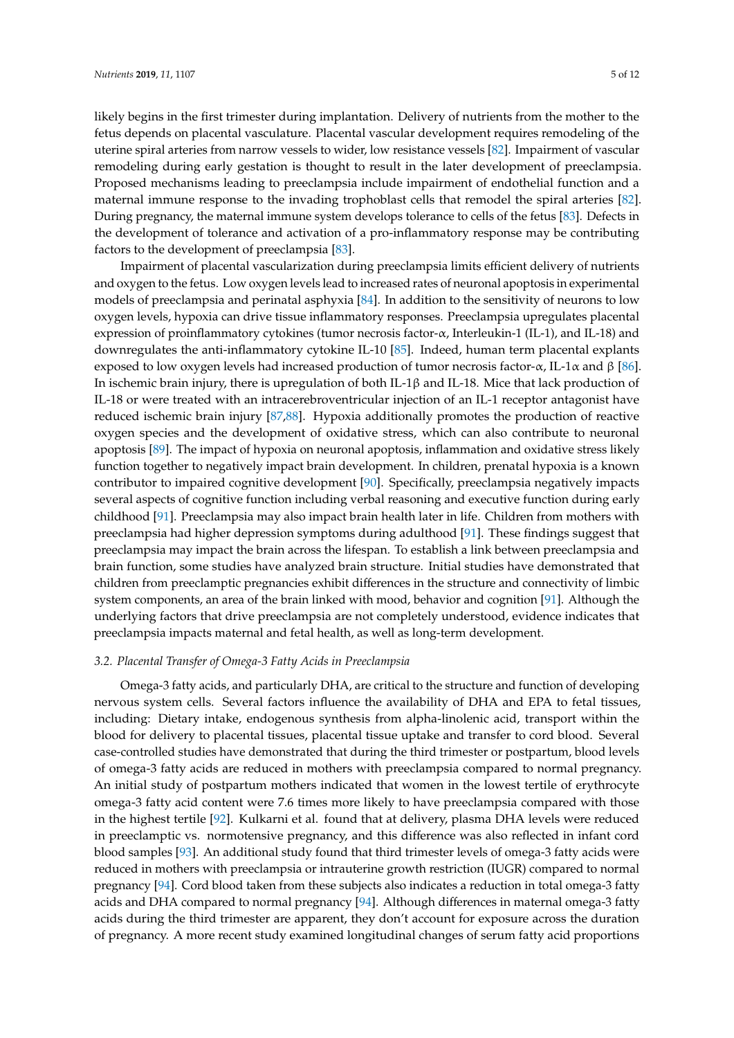likely begins in the first trimester during implantation. Delivery of nutrients from the mother to the fetus depends on placental vasculature. Placental vascular development requires remodeling of the uterine spiral arteries from narrow vessels to wider, low resistance vessels [82]. Impairment of vascular remodeling during early gestation is thought to result in the later development of preeclampsia. Proposed mechanisms leading to preeclampsia include impairment of endothelial function and a maternal immune response to the invading trophoblast cells that remodel the spiral arteries [82]. During pregnancy, the maternal immune system develops tolerance to cells of the fetus [83]. Defects in the development of tolerance and activation of a pro-inflammatory response may be contributing factors to the development of preeclampsia [83].

Impairment of placental vascularization during preeclampsia limits efficient delivery of nutrients and oxygen to the fetus. Low oxygen levels lead to increased rates of neuronal apoptosis in experimental models of preeclampsia and perinatal asphyxia [84]. In addition to the sensitivity of neurons to low oxygen levels, hypoxia can drive tissue inflammatory responses. Preeclampsia upregulates placental expression of proinflammatory cytokines (tumor necrosis factor-α, Interleukin-1 (IL-1), and IL-18) and downregulates the anti-inflammatory cytokine IL-10 [85]. Indeed, human term placental explants exposed to low oxygen levels had increased production of tumor necrosis factor-α, IL-1α and β [86]. In ischemic brain injury, there is upregulation of both IL-1β and IL-18. Mice that lack production of IL-18 or were treated with an intracerebroventricular injection of an IL-1 receptor antagonist have reduced ischemic brain injury [87,88]. Hypoxia additionally promotes the production of reactive oxygen species and the development of oxidative stress, which can also contribute to neuronal apoptosis [89]. The impact of hypoxia on neuronal apoptosis, inflammation and oxidative stress likely function together to negatively impact brain development. In children, prenatal hypoxia is a known contributor to impaired cognitive development [90]. Specifically, preeclampsia negatively impacts several aspects of cognitive function including verbal reasoning and executive function during early childhood [91]. Preeclampsia may also impact brain health later in life. Children from mothers with preeclampsia had higher depression symptoms during adulthood [91]. These findings suggest that preeclampsia may impact the brain across the lifespan. To establish a link between preeclampsia and brain function, some studies have analyzed brain structure. Initial studies have demonstrated that children from preeclamptic pregnancies exhibit differences in the structure and connectivity of limbic system components, an area of the brain linked with mood, behavior and cognition [91]. Although the underlying factors that drive preeclampsia are not completely understood, evidence indicates that preeclampsia impacts maternal and fetal health, as well as long-term development.

### *3.2. Placental Transfer of Omega-3 Fatty Acids in Preeclampsia*

Omega-3 fatty acids, and particularly DHA, are critical to the structure and function of developing nervous system cells. Several factors influence the availability of DHA and EPA to fetal tissues, including: Dietary intake, endogenous synthesis from alpha-linolenic acid, transport within the blood for delivery to placental tissues, placental tissue uptake and transfer to cord blood. Several case-controlled studies have demonstrated that during the third trimester or postpartum, blood levels of omega-3 fatty acids are reduced in mothers with preeclampsia compared to normal pregnancy. An initial study of postpartum mothers indicated that women in the lowest tertile of erythrocyte omega-3 fatty acid content were 7.6 times more likely to have preeclampsia compared with those in the highest tertile [92]. Kulkarni et al. found that at delivery, plasma DHA levels were reduced in preeclamptic vs. normotensive pregnancy, and this difference was also reflected in infant cord blood samples [93]. An additional study found that third trimester levels of omega-3 fatty acids were reduced in mothers with preeclampsia or intrauterine growth restriction (IUGR) compared to normal pregnancy [94]. Cord blood taken from these subjects also indicates a reduction in total omega-3 fatty acids and DHA compared to normal pregnancy [94]. Although differences in maternal omega-3 fatty acids during the third trimester are apparent, they don't account for exposure across the duration of pregnancy. A more recent study examined longitudinal changes of serum fatty acid proportions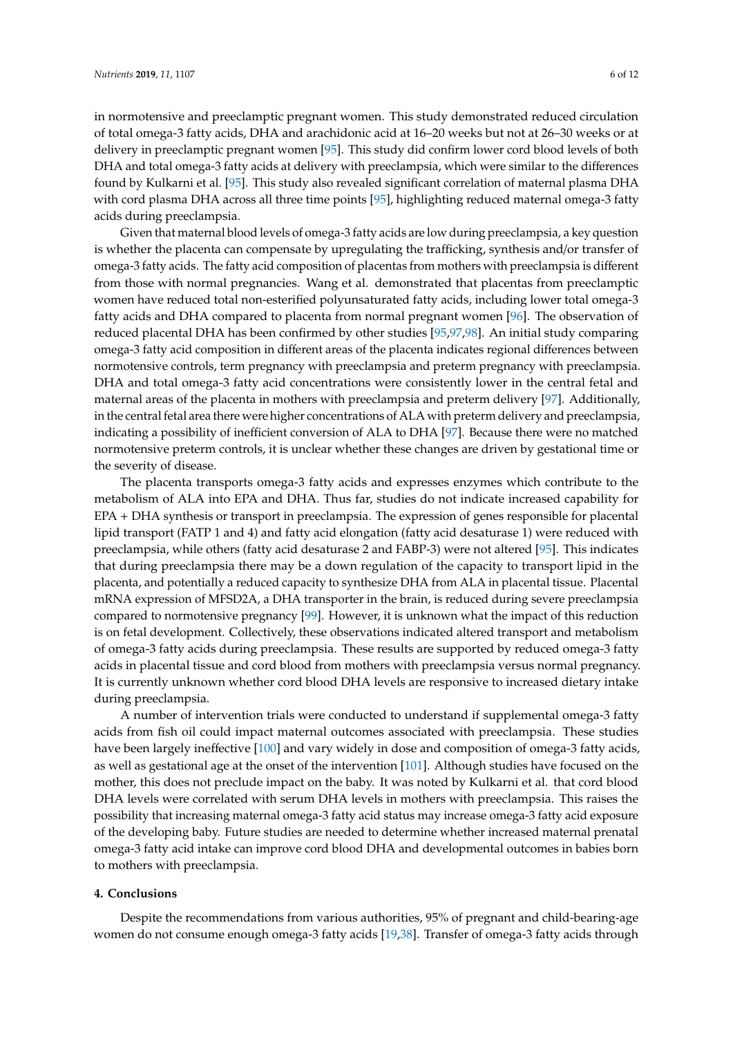in normotensive and preeclamptic pregnant women. This study demonstrated reduced circulation of total omega-3 fatty acids, DHA and arachidonic acid at 16–20 weeks but not at 26–30 weeks or at delivery in preeclamptic pregnant women [95]. This study did confirm lower cord blood levels of both DHA and total omega-3 fatty acids at delivery with preeclampsia, which were similar to the differences found by Kulkarni et al. [95]. This study also revealed significant correlation of maternal plasma DHA with cord plasma DHA across all three time points [95], highlighting reduced maternal omega-3 fatty acids during preeclampsia.

Given that maternal blood levels of omega-3 fatty acids are low during preeclampsia, a key question is whether the placenta can compensate by upregulating the trafficking, synthesis and/or transfer of omega-3 fatty acids. The fatty acid composition of placentas from mothers with preeclampsia is different from those with normal pregnancies. Wang et al. demonstrated that placentas from preeclamptic women have reduced total non-esterified polyunsaturated fatty acids, including lower total omega-3 fatty acids and DHA compared to placenta from normal pregnant women [96]. The observation of reduced placental DHA has been confirmed by other studies [95,97,98]. An initial study comparing omega-3 fatty acid composition in different areas of the placenta indicates regional differences between normotensive controls, term pregnancy with preeclampsia and preterm pregnancy with preeclampsia. DHA and total omega-3 fatty acid concentrations were consistently lower in the central fetal and maternal areas of the placenta in mothers with preeclampsia and preterm delivery [97]. Additionally, in the central fetal area there were higher concentrations of ALA with preterm delivery and preeclampsia, indicating a possibility of inefficient conversion of ALA to DHA [97]. Because there were no matched normotensive preterm controls, it is unclear whether these changes are driven by gestational time or the severity of disease.

The placenta transports omega-3 fatty acids and expresses enzymes which contribute to the metabolism of ALA into EPA and DHA. Thus far, studies do not indicate increased capability for EPA + DHA synthesis or transport in preeclampsia. The expression of genes responsible for placental lipid transport (FATP 1 and 4) and fatty acid elongation (fatty acid desaturase 1) were reduced with preeclampsia, while others (fatty acid desaturase 2 and FABP-3) were not altered [95]. This indicates that during preeclampsia there may be a down regulation of the capacity to transport lipid in the placenta, and potentially a reduced capacity to synthesize DHA from ALA in placental tissue. Placental mRNA expression of MFSD2A, a DHA transporter in the brain, is reduced during severe preeclampsia compared to normotensive pregnancy [99]. However, it is unknown what the impact of this reduction is on fetal development. Collectively, these observations indicated altered transport and metabolism of omega-3 fatty acids during preeclampsia. These results are supported by reduced omega-3 fatty acids in placental tissue and cord blood from mothers with preeclampsia versus normal pregnancy. It is currently unknown whether cord blood DHA levels are responsive to increased dietary intake during preeclampsia.

A number of intervention trials were conducted to understand if supplemental omega-3 fatty acids from fish oil could impact maternal outcomes associated with preeclampsia. These studies have been largely ineffective [100] and vary widely in dose and composition of omega-3 fatty acids, as well as gestational age at the onset of the intervention [101]. Although studies have focused on the mother, this does not preclude impact on the baby. It was noted by Kulkarni et al. that cord blood DHA levels were correlated with serum DHA levels in mothers with preeclampsia. This raises the possibility that increasing maternal omega-3 fatty acid status may increase omega-3 fatty acid exposure of the developing baby. Future studies are needed to determine whether increased maternal prenatal omega-3 fatty acid intake can improve cord blood DHA and developmental outcomes in babies born to mothers with preeclampsia.

## 4. Conclusions

Despite the recommendations from various authorities, 95% of pregnant and child-bearing-age women do not consume enough omega-3 fatty acids [19,38]. Transfer of omega-3 fatty acids through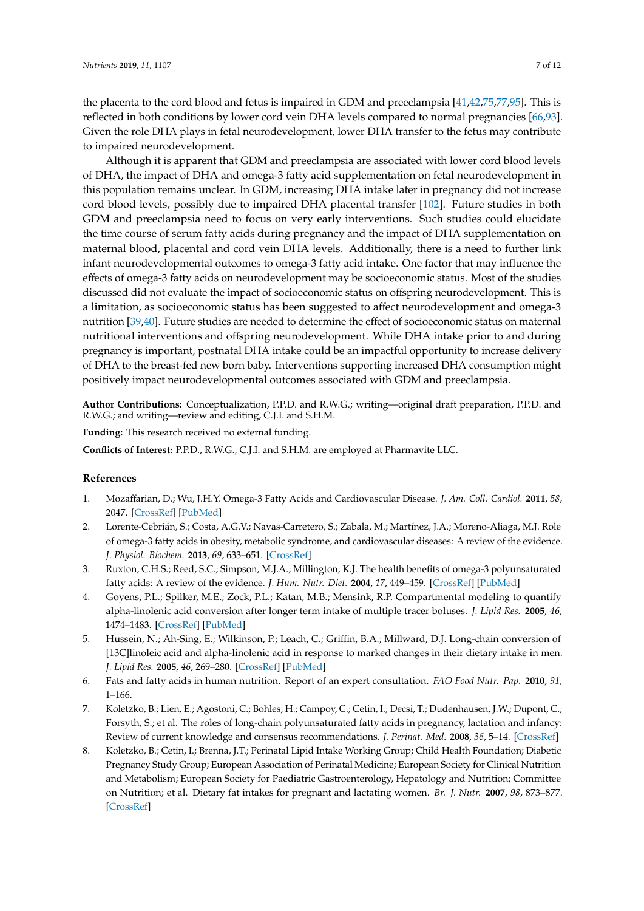the placenta to the cord blood and fetus is impaired in GDM and preeclampsia [41,42,75,77,95]. This is reflected in both conditions by lower cord vein DHA levels compared to normal pregnancies [66,93]. Given the role DHA plays in fetal neurodevelopment, lower DHA transfer to the fetus may contribute to impaired neurodevelopment.

Although it is apparent that GDM and preeclampsia are associated with lower cord blood levels of DHA, the impact of DHA and omega-3 fatty acid supplementation on fetal neurodevelopment in this population remains unclear. In GDM, increasing DHA intake later in pregnancy did not increase cord blood levels, possibly due to impaired DHA placental transfer [102]. Future studies in both GDM and preeclampsia need to focus on very early interventions. Such studies could elucidate the time course of serum fatty acids during pregnancy and the impact of DHA supplementation on maternal blood, placental and cord vein DHA levels. Additionally, there is a need to further link infant neurodevelopmental outcomes to omega-3 fatty acid intake. One factor that may influence the effects of omega-3 fatty acids on neurodevelopment may be socioeconomic status. Most of the studies discussed did not evaluate the impact of socioeconomic status on offspring neurodevelopment. This is a limitation, as socioeconomic status has been suggested to affect neurodevelopment and omega-3 nutrition [39,40]. Future studies are needed to determine the effect of socioeconomic status on maternal nutritional interventions and offspring neurodevelopment. While DHA intake prior to and during pregnancy is important, postnatal DHA intake could be an impactful opportunity to increase delivery of DHA to the breast-fed new born baby. Interventions supporting increased DHA consumption might positively impact neurodevelopmental outcomes associated with GDM and preeclampsia.

**Author Contributions:** Conceptualization, P.P.D. and R.W.G.; writing—original draft preparation, P.P.D. and R.W.G.; and writing—review and editing, C.J.I. and S.H.M.

**Funding:** This research received no external funding.

**Conflicts of Interest:** P.P.D., R.W.G., C.J.I. and S.H.M. are employed at Pharmavite LLC.

## References

1. Mozaffarian, D.; Wu, J.H.Y. Omega-3 Fatty Acids and Cardiovascular Disease. *J. Am. Coll. Cardiol.* **2011**, *58*, 2047. [CrossRef] [PubMed]
2. Lorente-Cebrián, S.; Costa, A.G.V.; Navas-Carretero, S.; Zabala, M.; Martínez, J.A.; Moreno-Aliaga, M.J. Role of omega-3 fatty acids in obesity, metabolic syndrome, and cardiovascular diseases: A review of the evidence. *J. Physiol. Biochem.* **2013**, *69*, 633–651. [CrossRef]
3. Ruxton, C.H.S.; Reed, S.C.; Simpson, M.J.A.; Millington, K.J. The health benefits of omega-3 polyunsaturated fatty acids: A review of the evidence. *J. Hum. Nutr. Diet.* **2004**, *17*, 449–459. [CrossRef] [PubMed]
4. Goyens, P.L.; Spilker, M.E.; Zock, P.L.; Katan, M.B.; Mensink, R.P. Compartmental modeling to quantify alpha-linolenic acid conversion after longer term intake of multiple tracer boluses. *J. Lipid Res.* **2005**, *46*, 1474–1483. [CrossRef] [PubMed]
5. Hussein, N.; Ah-Sing, E.; Wilkinson, P.; Leach, C.; Griffin, B.A.; Millward, D.J. Long-chain conversion of [13C]linoleic acid and alpha-linolenic acid in response to marked changes in their dietary intake in men. *J. Lipid Res.* **2005**, *46*, 269–280. [CrossRef] [PubMed]
6. Fats and fatty acids in human nutrition. Report of an expert consultation. *FAO Food Nutr. Pap.* **2010**, *91*, 1–166.
7. Koletzko, B.; Lien, E.; Agostoni, C.; Bohles, H.; Campoy, C.; Cetin, I.; Decsi, T.; Dudenhausen, J.W.; Dupont, C.; Forsyth, S.; et al. The roles of long-chain polyunsaturated fatty acids in pregnancy, lactation and infancy: Review of current knowledge and consensus recommendations. *J. Perinat. Med.* **2008**, *36*, 5–14. [CrossRef]
8. Koletzko, B.; Cetin, I.; Brenna, J.T.; Perinatal Lipid Intake Working Group; Child Health Foundation; Diabetic Pregnancy Study Group; European Association of Perinatal Medicine; European Society for Clinical Nutrition and Metabolism; European Society for Paediatric Gastroenterology, Hepatology and Nutrition; Committee on Nutrition; et al. Dietary fat intakes for pregnant and lactating women. *Br. J. Nutr.* **2007**, *98*, 873–877. [CrossRef]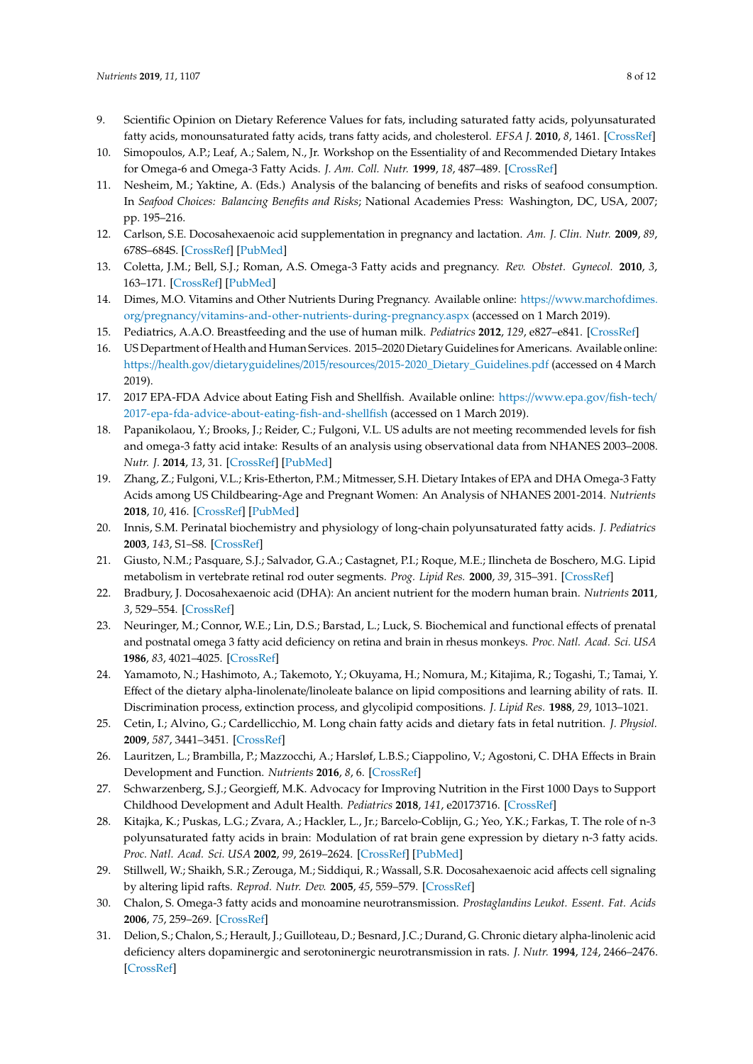9. Scientific Opinion on Dietary Reference Values for fats, including saturated fatty acids, polyunsaturated fatty acids, monounsaturated fatty acids, trans fatty acids, and cholesterol. *EFSA J.* **2010**, *8*, 1461. [CrossRef]
10. Simopoulos, A.P.; Leaf, A.; Salem, N., Jr. Workshop on the Essentiality of and Recommended Dietary Intakes for Omega-6 and Omega-3 Fatty Acids. *J. Am. Coll. Nutr.* **1999**, *18*, 487–489. [CrossRef]
11. Nesheim, M.; Yaktine, A. (Eds.) Analysis of the balancing of benefits and risks of seafood consumption. In *Seafood Choices: Balancing Benefits and Risks*; National Academies Press: Washington, DC, USA, 2007; pp. 195–216.
12. Carlson, S.E. Docosahexaenoic acid supplementation in pregnancy and lactation. *Am. J. Clin. Nutr.* **2009**, *89*, 678S–684S. [CrossRef] [PubMed]
13. Coletta, J.M.; Bell, S.J.; Roman, A.S. Omega-3 Fatty acids and pregnancy. *Rev. Obstet. Gynecol.* **2010**, *3*, 163–171. [CrossRef] [PubMed]
14. Dimes, M.O. Vitamins and Other Nutrients During Pregnancy. Available online: https://www.marchofdimes.org/pregnancy/vitamins-and-other-nutrients-during-pregnancy.aspx (accessed on 1 March 2019).
15. Pediatrics, A.A.O. Breastfeeding and the use of human milk. *Pediatrics* **2012**, *129*, e827–e841. [CrossRef]
16. US Department of Health and Human Services. 2015–2020 Dietary Guidelines for Americans. Available online: https://health.gov/dietaryguidelines/2015/resources/2015-2020_Dietary_Guidelines.pdf (accessed on 4 March 2019).
17. 2017 EPA-FDA Advice about Eating Fish and Shellfish. Available online: https://www.epa.gov/fish-tech/2017-epa-fda-advice-about-eating-fish-and-shellfish (accessed on 1 March 2019).
18. Papanikolaou, Y.; Brooks, J.; Reider, C.; Fulgoni, V.L. US adults are not meeting recommended levels for fish and omega-3 fatty acid intake: Results of an analysis using observational data from NHANES 2003–2008. *Nutr. J.* **2014**, *13*, 31. [CrossRef] [PubMed]
19. Zhang, Z.; Fulgoni, V.L.; Kris-Etherton, P.M.; Mitmesser, S.H. Dietary Intakes of EPA and DHA Omega-3 Fatty Acids among US Childbearing-Age and Pregnant Women: An Analysis of NHANES 2001-2014. *Nutrients* **2018**, *10*, 416. [CrossRef] [PubMed]
20. Innis, S.M. Perinatal biochemistry and physiology of long-chain polyunsaturated fatty acids. *J. Pediatrics* **2003**, *143*, S1–S8. [CrossRef]
21. Giusto, N.M.; Pasquare, S.J.; Salvador, G.A.; Castagnet, P.I.; Roque, M.E.; Ilincheta de Boschero, M.G. Lipid metabolism in vertebrate retinal rod outer segments. *Prog. Lipid Res.* **2000**, *39*, 315–391. [CrossRef]
22. Bradbury, J. Docosahexaenoic acid (DHA): An ancient nutrient for the modern human brain. *Nutrients* **2011**, *3*, 529–554. [CrossRef]
23. Neuringer, M.; Connor, W.E.; Lin, D.S.; Barstad, L.; Luck, S. Biochemical and functional effects of prenatal and postnatal omega 3 fatty acid deficiency on retina and brain in rhesus monkeys. *Proc. Natl. Acad. Sci. USA* **1986**, *83*, 4021–4025. [CrossRef]
24. Yamamoto, N.; Hashimoto, A.; Takemoto, Y.; Okuyama, H.; Nomura, M.; Kitajima, R.; Togashi, T.; Tamai, Y. Effect of the dietary alpha-linolenate/linoleate balance on lipid compositions and learning ability of rats. II. Discrimination process, extinction process, and glycolipid compositions. *J. Lipid Res.* **1988**, *29*, 1013–1021.
25. Cetin, I.; Alvino, G.; Cardellicchio, M. Long chain fatty acids and dietary fats in fetal nutrition. *J. Physiol.* **2009**, *587*, 3441–3451. [CrossRef]
26. Lauritzen, L.; Brambilla, P.; Mazzocchi, A.; Harsløf, L.B.S.; Ciappolino, V.; Agostoni, C. DHA Effects in Brain Development and Function. *Nutrients* **2016**, *8*, 6. [CrossRef]
27. Schwarzenberg, S.J.; Georgieff, M.K. Advocacy for Improving Nutrition in the First 1000 Days to Support Childhood Development and Adult Health. *Pediatrics* **2018**, *141*, e20173716. [CrossRef]
28. Kitajka, K.; Puskas, L.G.; Zvara, A.; Hackler, L., Jr.; Barcelo-Coblijn, G.; Yeo, Y.K.; Farkas, T. The role of n-3 polyunsaturated fatty acids in brain: Modulation of rat brain gene expression by dietary n-3 fatty acids. *Proc. Natl. Acad. Sci. USA* **2002**, *99*, 2619–2624. [CrossRef] [PubMed]
29. Stillwell, W.; Shaikh, S.R.; Zerouga, M.; Siddiqui, R.; Wassall, S.R. Docosahexaenoic acid affects cell signaling by altering lipid rafts. *Reprod. Nutr. Dev.* **2005**, *45*, 559–579. [CrossRef]
30. Chalon, S. Omega-3 fatty acids and monoamine neurotransmission. *Prostaglandins Leukot. Essent. Fat. Acids* **2006**, *75*, 259–269. [CrossRef]
31. Delion, S.; Chalon, S.; Herault, J.; Guilloteau, D.; Besnard, J.C.; Durand, G. Chronic dietary alpha-linolenic acid deficiency alters dopaminergic and serotoninergic neurotransmission in rats. *J. Nutr.* **1994**, *124*, 2466–2476. [CrossRef]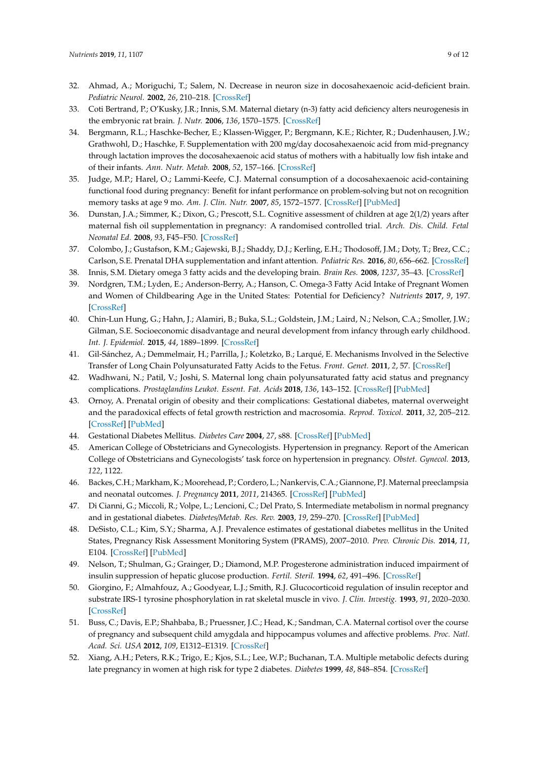32. Ahmad, A.; Moriguchi, T.; Salem, N. Decrease in neuron size in docosahexaenoic acid-deficient brain. *Pediatric Neurol.* **2002**, *26*, 210–218. [CrossRef]
33. Coti Bertrand, P.; O'Kusky, J.R.; Innis, S.M. Maternal dietary (n-3) fatty acid deficiency alters neurogenesis in the embryonic rat brain. *J. Nutr.* **2006**, *136*, 1570–1575. [CrossRef]
34. Bergmann, R.L.; Haschke-Becher, E.; Klassen-Wigger, P.; Bergmann, K.E.; Richter, R.; Dudenhausen, J.W.; Grathwohl, D.; Haschke, F. Supplementation with 200 mg/day docosahexaenoic acid from mid-pregnancy through lactation improves the docosahexaenoic acid status of mothers with a habitually low fish intake and of their infants. *Ann. Nutr. Metab.* **2008**, *52*, 157–166. [CrossRef]
35. Judge, M.P.; Harel, O.; Lammi-Keefe, C.J. Maternal consumption of a docosahexaenoic acid-containing functional food during pregnancy: Benefit for infant performance on problem-solving but not on recognition memory tasks at age 9 mo. *Am. J. Clin. Nutr.* **2007**, *85*, 1572–1577. [CrossRef] [PubMed]
36. Dunstan, J.A.; Simmer, K.; Dixon, G.; Prescott, S.L. Cognitive assessment of children at age 2(1/2) years after maternal fish oil supplementation in pregnancy: A randomised controlled trial. *Arch. Dis. Child. Fetal Neonatal Ed.* **2008**, *93*, F45–F50. [CrossRef]
37. Colombo, J.; Gustafson, K.M.; Gajewski, B.J.; Shaddy, D.J.; Kerling, E.H.; Thodosoff, J.M.; Doty, T.; Brez, C.C.; Carlson, S.E. Prenatal DHA supplementation and infant attention. *Pediatric Res.* **2016**, *80*, 656–662. [CrossRef]
38. Innis, S.M. Dietary omega 3 fatty acids and the developing brain. *Brain Res.* **2008**, *1237*, 35–43. [CrossRef]
39. Nordgren, T.M.; Lyden, E.; Anderson-Berry, A.; Hanson, C. Omega-3 Fatty Acid Intake of Pregnant Women and Women of Childbearing Age in the United States: Potential for Deficiency? *Nutrients* **2017**, *9*, 197. [CrossRef]
40. Chin-Lun Hung, G.; Hahn, J.; Alamiri, B.; Buka, S.L.; Goldstein, J.M.; Laird, N.; Nelson, C.A.; Smoller, J.W.; Gilman, S.E. Socioeconomic disadvantage and neural development from infancy through early childhood. *Int. J. Epidemiol.* **2015**, *44*, 1889–1899. [CrossRef]
41. Gil-Sánchez, A.; Demmelmair, H.; Parrilla, J.; Koletzko, B.; Larqué, E. Mechanisms Involved in the Selective Transfer of Long Chain Polyunsaturated Fatty Acids to the Fetus. *Front. Genet.* **2011**, *2*, 57. [CrossRef]
42. Wadhwani, N.; Patil, V.; Joshi, S. Maternal long chain polyunsaturated fatty acid status and pregnancy complications. *Prostaglandins Leukot. Essent. Fat. Acids* **2018**, *136*, 143–152. [CrossRef] [PubMed]
43. Ornoy, A. Prenatal origin of obesity and their complications: Gestational diabetes, maternal overweight and the paradoxical effects of fetal growth restriction and macrosomia. *Reprod. Toxicol.* **2011**, *32*, 205–212. [CrossRef] [PubMed]
44. Gestational Diabetes Mellitus. *Diabetes Care* **2004**, *27*, s88. [CrossRef] [PubMed]
45. American College of Obstetricians and Gynecologists. Hypertension in pregnancy. Report of the American College of Obstetricians and Gynecologists' task force on hypertension in pregnancy. *Obstet. Gynecol.* **2013**, *122*, 1122.
46. Backes, C.H.; Markham, K.; Moorehead, P.; Cordero, L.; Nankervis, C.A.; Giannone, P.J. Maternal preeclampsia and neonatal outcomes. *J. Pregnancy* **2011**, *2011*, 214365. [CrossRef] [PubMed]
47. Di Cianni, G.; Miccoli, R.; Volpe, L.; Lencioni, C.; Del Prato, S. Intermediate metabolism in normal pregnancy and in gestational diabetes. *Diabetes/Metab. Res. Rev.* **2003**, *19*, 259–270. [CrossRef] [PubMed]
48. DeSisto, C.L.; Kim, S.Y.; Sharma, A.J. Prevalence estimates of gestational diabetes mellitus in the United States, Pregnancy Risk Assessment Monitoring System (PRAMS), 2007–2010. *Prev. Chronic Dis.* **2014**, *11*, E104. [CrossRef] [PubMed]
49. Nelson, T.; Shulman, G.; Grainger, D.; Diamond, M.P. Progesterone administration induced impairment of insulin suppression of hepatic glucose production. *Fertil. Steril.* **1994**, *62*, 491–496. [CrossRef]
50. Giorgino, F.; Almahfouz, A.; Goodyear, L.J.; Smith, R.J. Glucocorticoid regulation of insulin receptor and substrate IRS-1 tyrosine phosphorylation in rat skeletal muscle in vivo. *J. Clin. Investig.* **1993**, *91*, 2020–2030. [CrossRef]
51. Buss, C.; Davis, E.P.; Shahbaba, B.; Pruessner, J.C.; Head, K.; Sandman, C.A. Maternal cortisol over the course of pregnancy and subsequent child amygdala and hippocampus volumes and affective problems. *Proc. Natl. Acad. Sci. USA* **2012**, *109*, E1312–E1319. [CrossRef]
52. Xiang, A.H.; Peters, R.K.; Trigo, E.; Kjos, S.L.; Lee, W.P.; Buchanan, T.A. Multiple metabolic defects during late pregnancy in women at high risk for type 2 diabetes. *Diabetes* **1999**, *48*, 848–854. [CrossRef]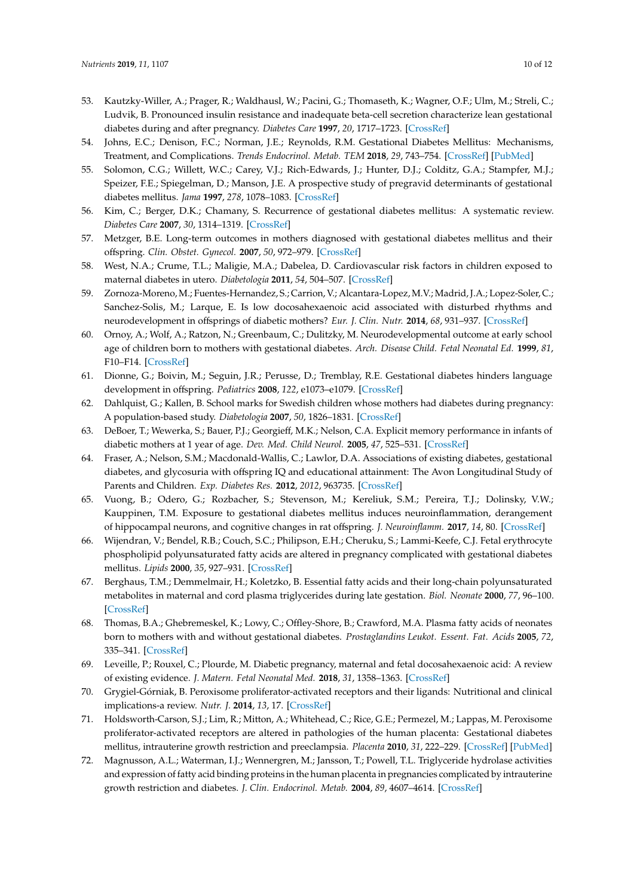53. Kautzky-Willer, A.; Prager, R.; Waldhausl, W.; Pacini, G.; Thomaseth, K.; Wagner, O.F.; Ulm, M.; Streli, C.; Ludvik, B. Pronounced insulin resistance and inadequate beta-cell secretion characterize lean gestational diabetes during and after pregnancy. *Diabetes Care* **1997**, *20*, 1717–1723. [CrossRef]
54. Johns, E.C.; Denison, F.C.; Norman, J.E.; Reynolds, R.M. Gestational Diabetes Mellitus: Mechanisms, Treatment, and Complications. *Trends Endocrinol. Metab. TEM* **2018**, *29*, 743–754. [CrossRef] [PubMed]
55. Solomon, C.G.; Willett, W.C.; Carey, V.J.; Rich-Edwards, J.; Hunter, D.J.; Colditz, G.A.; Stampfer, M.J.; Speizer, F.E.; Spiegelman, D.; Manson, J.E. A prospective study of pregravid determinants of gestational diabetes mellitus. *Jama* **1997**, *278*, 1078–1083. [CrossRef]
56. Kim, C.; Berger, D.K.; Chamany, S. Recurrence of gestational diabetes mellitus: A systematic review. *Diabetes Care* **2007**, *30*, 1314–1319. [CrossRef]
57. Metzger, B.E. Long-term outcomes in mothers diagnosed with gestational diabetes mellitus and their offspring. *Clin. Obstet. Gynecol.* **2007**, *50*, 972–979. [CrossRef]
58. West, N.A.; Crume, T.L.; Maligie, M.A.; Dabelea, D. Cardiovascular risk factors in children exposed to maternal diabetes in utero. *Diabetologia* **2011**, *54*, 504–507. [CrossRef]
59. Zornoza-Moreno, M.; Fuentes-Hernandez, S.; Carrion, V.; Alcantara-Lopez, M.V.; Madrid, J.A.; Lopez-Soler, C.; Sanchez-Solis, M.; Larque, E. Is low docosahexaenoic acid associated with disturbed rhythms and neurodevelopment in offsprings of diabetic mothers? *Eur. J. Clin. Nutr.* **2014**, *68*, 931–937. [CrossRef]
60. Ornoy, A.; Wolf, A.; Ratzon, N.; Greenbaum, C.; Dulitzky, M. Neurodevelopmental outcome at early school age of children born to mothers with gestational diabetes. *Arch. Disease Child. Fetal Neonatal Ed.* **1999**, *81*, F10–F14. [CrossRef]
61. Dionne, G.; Boivin, M.; Seguin, J.R.; Perusse, D.; Tremblay, R.E. Gestational diabetes hinders language development in offspring. *Pediatrics* **2008**, *122*, e1073–e1079. [CrossRef]
62. Dahlquist, G.; Kallen, B. School marks for Swedish children whose mothers had diabetes during pregnancy: A population-based study. *Diabetologia* **2007**, *50*, 1826–1831. [CrossRef]
63. DeBoer, T.; Wewerka, S.; Bauer, P.J.; Georgieff, M.K.; Nelson, C.A. Explicit memory performance in infants of diabetic mothers at 1 year of age. *Dev. Med. Child Neurol.* **2005**, *47*, 525–531. [CrossRef]
64. Fraser, A.; Nelson, S.M.; Macdonald-Wallis, C.; Lawlor, D.A. Associations of existing diabetes, gestational diabetes, and glycosuria with offspring IQ and educational attainment: The Avon Longitudinal Study of Parents and Children. *Exp. Diabetes Res.* **2012**, *2012*, 963735. [CrossRef]
65. Vuong, B.; Odero, G.; Rozbacher, S.; Stevenson, M.; Kereliuk, S.M.; Pereira, T.J.; Dolinsky, V.W.; Kauppinen, T.M. Exposure to gestational diabetes mellitus induces neuroinflammation, derangement of hippocampal neurons, and cognitive changes in rat offspring. *J. Neuroinflamm.* **2017**, *14*, 80. [CrossRef]
66. Wijendran, V.; Bendel, R.B.; Couch, S.C.; Philipson, E.H.; Cheruku, S.; Lammi-Keefe, C.J. Fetal erythrocyte phospholipid polyunsaturated fatty acids are altered in pregnancy complicated with gestational diabetes mellitus. *Lipids* **2000**, *35*, 927–931. [CrossRef]
67. Berghaus, T.M.; Demmelmair, H.; Koletzko, B. Essential fatty acids and their long-chain polyunsaturated metabolites in maternal and cord plasma triglycerides during late gestation. *Biol. Neonate* **2000**, *77*, 96–100. [CrossRef]
68. Thomas, B.A.; Ghebremeskel, K.; Lowy, C.; Offley-Shore, B.; Crawford, M.A. Plasma fatty acids of neonates born to mothers with and without gestational diabetes. *Prostaglandins Leukot. Essent. Fat. Acids* **2005**, *72*, 335–341. [CrossRef]
69. Leveille, P.; Rouxel, C.; Plourde, M. Diabetic pregnancy, maternal and fetal docosahexaenoic acid: A review of existing evidence. *J. Matern. Fetal Neonatal Med.* **2018**, *31*, 1358–1363. [CrossRef]
70. Grygiel-Górniak, B. Peroxisome proliferator-activated receptors and their ligands: Nutritional and clinical implications-a review. *Nutr. J.* **2014**, *13*, 17. [CrossRef]
71. Holdsworth-Carson, S.J.; Lim, R.; Mitton, A.; Whitehead, C.; Rice, G.E.; Permezel, M.; Lappas, M. Peroxisome proliferator-activated receptors are altered in pathologies of the human placenta: Gestational diabetes mellitus, intrauterine growth restriction and preeclampsia. *Placenta* **2010**, *31*, 222–229. [CrossRef] [PubMed]
72. Magnusson, A.L.; Waterman, I.J.; Wennergren, M.; Jansson, T.; Powell, T.L. Triglyceride hydrolase activities and expression of fatty acid binding proteins in the human placenta in pregnancies complicated by intrauterine growth restriction and diabetes. *J. Clin. Endocrinol. Metab.* **2004**, *89*, 4607–4614. [CrossRef]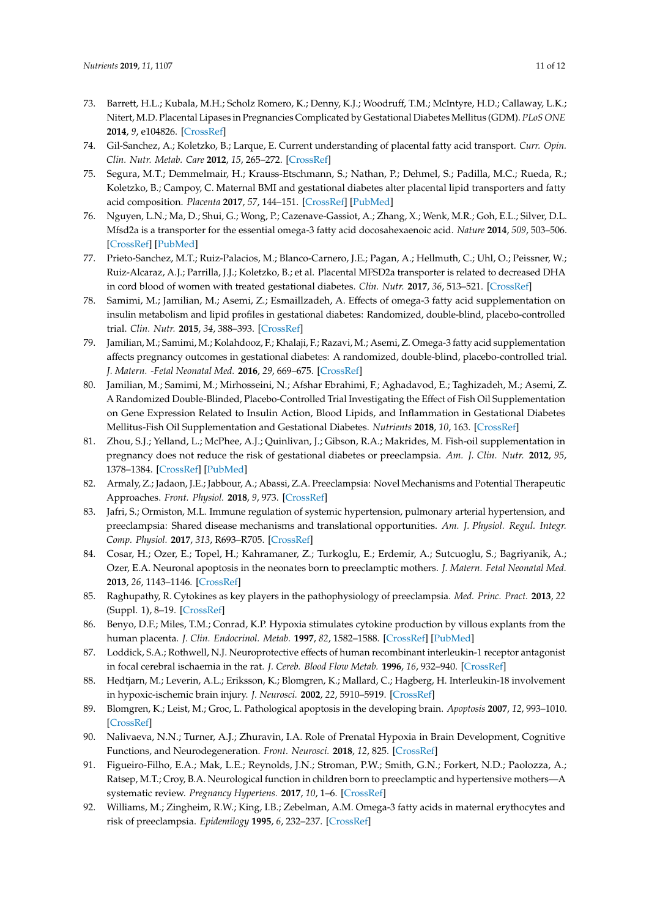73. Barrett, H.L.; Kubala, M.H.; Scholz Romero, K.; Denny, K.J.; Woodruff, T.M.; McIntyre, H.D.; Callaway, L.K.; Nitert, M.D. Placental Lipases in Pregnancies Complicated by Gestational Diabetes Mellitus (GDM). *PLoS ONE* **2014**, *9*, e104826. [CrossRef]
74. Gil-Sanchez, A.; Koletzko, B.; Larque, E. Current understanding of placental fatty acid transport. *Curr. Opin. Clin. Nutr. Metab. Care* **2012**, *15*, 265–272. [CrossRef]
75. Segura, M.T.; Demmelmair, H.; Krauss-Etschmann, S.; Nathan, P.; Dehmel, S.; Padilla, M.C.; Rueda, R.; Koletzko, B.; Campoy, C. Maternal BMI and gestational diabetes alter placental lipid transporters and fatty acid composition. *Placenta* **2017**, *57*, 144–151. [CrossRef] [PubMed]
76. Nguyen, L.N.; Ma, D.; Shui, G.; Wong, P.; Cazenave-Gassiot, A.; Zhang, X.; Wenk, M.R.; Goh, E.L.; Silver, D.L. Mfsd2a is a transporter for the essential omega-3 fatty acid docosahexaenoic acid. *Nature* **2014**, *509*, 503–506. [CrossRef] [PubMed]
77. Prieto-Sanchez, M.T.; Ruiz-Palacios, M.; Blanco-Carnero, J.E.; Pagan, A.; Hellmuth, C.; Uhl, O.; Peissner, W.; Ruiz-Alcaraz, A.J.; Parrilla, J.J.; Koletzko, B.; et al. Placental MFSD2a transporter is related to decreased DHA in cord blood of women with treated gestational diabetes. *Clin. Nutr.* **2017**, *36*, 513–521. [CrossRef]
78. Samimi, M.; Jamilian, M.; Asemi, Z.; Esmaillzadeh, A. Effects of omega-3 fatty acid supplementation on insulin metabolism and lipid profiles in gestational diabetes: Randomized, double-blind, placebo-controlled trial. *Clin. Nutr.* **2015**, *34*, 388–393. [CrossRef]
79. Jamilian, M.; Samimi, M.; Kolahdooz, F.; Khalaji, F.; Razavi, M.; Asemi, Z. Omega-3 fatty acid supplementation affects pregnancy outcomes in gestational diabetes: A randomized, double-blind, placebo-controlled trial. *J. Matern. -Fetal Neonatal Med.* **2016**, *29*, 669–675. [CrossRef]
80. Jamilian, M.; Samimi, M.; Mirhosseini, N.; Afshar Ebrahimi, F.; Aghadavod, E.; Taghizadeh, M.; Asemi, Z. A Randomized Double-Blinded, Placebo-Controlled Trial Investigating the Effect of Fish Oil Supplementation on Gene Expression Related to Insulin Action, Blood Lipids, and Inflammation in Gestational Diabetes Mellitus-Fish Oil Supplementation and Gestational Diabetes. *Nutrients* **2018**, *10*, 163. [CrossRef]
81. Zhou, S.J.; Yelland, L.; McPhee, A.J.; Quinlivan, J.; Gibson, R.A.; Makrides, M. Fish-oil supplementation in pregnancy does not reduce the risk of gestational diabetes or preeclampsia. *Am. J. Clin. Nutr.* **2012**, *95*, 1378–1384. [CrossRef] [PubMed]
82. Armaly, Z.; Jadaon, J.E.; Jabbour, A.; Abassi, Z.A. Preeclampsia: Novel Mechanisms and Potential Therapeutic Approaches. *Front. Physiol.* **2018**, *9*, 973. [CrossRef]
83. Jafri, S.; Ormiston, M.L. Immune regulation of systemic hypertension, pulmonary arterial hypertension, and preeclampsia: Shared disease mechanisms and translational opportunities. *Am. J. Physiol. Regul. Integr. Comp. Physiol.* **2017**, *313*, R693–R705. [CrossRef]
84. Cosar, H.; Ozer, E.; Topel, H.; Kahramaner, Z.; Turkoglu, E.; Erdemir, A.; Sutcuoglu, S.; Bagriyanik, A.; Ozer, E.A. Neuronal apoptosis in the neonates born to preeclamptic mothers. *J. Matern. Fetal Neonatal Med.* **2013**, *26*, 1143–1146. [CrossRef]
85. Raghupathy, R. Cytokines as key players in the pathophysiology of preeclampsia. *Med. Princ. Pract.* **2013**, *22* (Suppl. 1), 8–19. [CrossRef]
86. Benyo, D.F.; Miles, T.M.; Conrad, K.P. Hypoxia stimulates cytokine production by villous explants from the human placenta. *J. Clin. Endocrinol. Metab.* **1997**, *82*, 1582–1588. [CrossRef] [PubMed]
87. Loddick, S.A.; Rothwell, N.J. Neuroprotective effects of human recombinant interleukin-1 receptor antagonist in focal cerebral ischaemia in the rat. *J. Cereb. Blood Flow Metab.* **1996**, *16*, 932–940. [CrossRef]
88. Hedtjarn, M.; Leverin, A.L.; Eriksson, K.; Blomgren, K.; Mallard, C.; Hagberg, H. Interleukin-18 involvement in hypoxic-ischemic brain injury. *J. Neurosci.* **2002**, *22*, 5910–5919. [CrossRef]
89. Blomgren, K.; Leist, M.; Groc, L. Pathological apoptosis in the developing brain. *Apoptosis* **2007**, *12*, 993–1010. [CrossRef]
90. Nalivaeva, N.N.; Turner, A.J.; Zhuravin, I.A. Role of Prenatal Hypoxia in Brain Development, Cognitive Functions, and Neurodegeneration. *Front. Neurosci.* **2018**, *12*, 825. [CrossRef]
91. Figueiro-Filho, E.A.; Mak, L.E.; Reynolds, J.N.; Stroman, P.W.; Smith, G.N.; Forkert, N.D.; Paolozza, A.; Ratsep, M.T.; Croy, B.A. Neurological function in children born to preeclamptic and hypertensive mothers—A systematic review. *Pregnancy Hypertens.* **2017**, *10*, 1–6. [CrossRef]
92. Williams, M.; Zingheim, R.W.; King, I.B.; Zebelman, A.M. Omega-3 fatty acids in maternal erythrocytes and risk of preeclampsia. *Epidemiology* **1995**, *6*, 232–237. [CrossRef]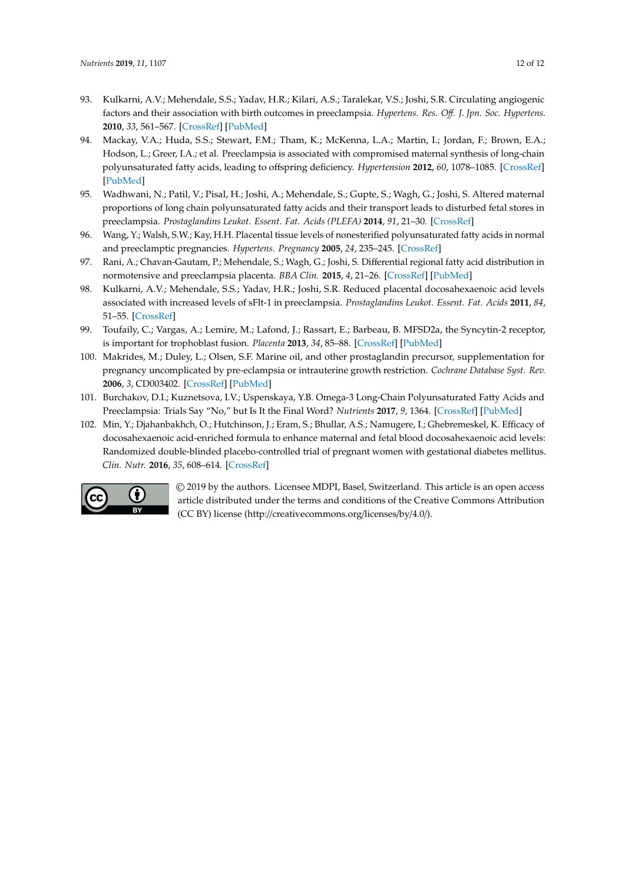93. Kulkarni, A.V.; Mehendale, S.S.; Yadav, H.R.; Kilari, A.S.; Taralekar, V.S.; Joshi, S.R. Circulating angiogenic factors and their association with birth outcomes in preeclampsia. *Hypertens. Res. Off. J. Jpn. Soc. Hypertens.* **2010**, *33*, 561–567. [CrossRef] [PubMed]
94. Mackay, V.A.; Huda, S.S.; Stewart, F.M.; Tham, K.; McKenna, L.A.; Martin, I.; Jordan, F.; Brown, E.A.; Hodson, L.; Greer, I.A.; et al. Preeclampsia is associated with compromised maternal synthesis of long-chain polyunsaturated fatty acids, leading to offspring deficiency. *Hypertension* **2012**, *60*, 1078–1085. [CrossRef] [PubMed]
95. Wadhwani, N.; Patil, V.; Pisal, H.; Joshi, A.; Mehendale, S.; Gupte, S.; Wagh, G.; Joshi, S. Altered maternal proportions of long chain polyunsaturated fatty acids and their transport leads to disturbed fetal stores in preeclampsia. *Prostaglandins Leukot. Essent. Fat. Acids (PLEFA)* **2014**, *91*, 21–30. [CrossRef]
96. Wang, Y.; Walsh, S.W.; Kay, H.H. Placental tissue levels of nonesterified polyunsaturated fatty acids in normal and preeclamptic pregnancies. *Hypertens. Pregnancy* **2005**, *24*, 235–245. [CrossRef]
97. Rani, A.; Chavan-Gautam, P.; Mehendale, S.; Wagh, G.; Joshi, S. Differential regional fatty acid distribution in normotensive and preeclampsia placenta. *BBA Clin.* **2015**, *4*, 21–26. [CrossRef] [PubMed]
98. Kulkarni, A.V.; Mehendale, S.S.; Yadav, H.R.; Joshi, S.R. Reduced placental docosahexaenoic acid levels associated with increased levels of sFlt-1 in preeclampsia. *Prostaglandins Leukot. Essent. Fat. Acids* **2011**, *84*, 51–55. [CrossRef]
99. Toufaily, C.; Vargas, A.; Lemire, M.; Lafond, J.; Rassart, E.; Barbeau, B. MFSD2a, the Syncytin-2 receptor, is important for trophoblast fusion. *Placenta* **2013**, *34*, 85–88. [CrossRef] [PubMed]
100. Makrides, M.; Duley, L.; Olsen, S.F. Marine oil, and other prostaglandin precursor, supplementation for pregnancy uncomplicated by pre-eclampsia or intrauterine growth restriction. *Cochrane Database Syst. Rev.* **2006**, *3*, CD003402. [CrossRef] [PubMed]
101. Burchakov, D.I.; Kuznetsova, I.V.; Uspenskaya, Y.B. Omega-3 Long-Chain Polyunsaturated Fatty Acids and Preeclampsia: Trials Say "No," but Is It the Final Word? *Nutrients* **2017**, *9*, 1364. [CrossRef] [PubMed]
102. Min, Y.; Djahanbakhch, O.; Hutchinson, J.; Eram, S.; Bhullar, A.S.; Namugere, I.; Ghebremeskel, K. Efficacy of docosahexaenoic acid-enriched formula to enhance maternal and fetal blood docosahexaenoic acid levels: Randomized double-blinded placebo-controlled trial of pregnant women with gestational diabetes mellitus. *Clin. Nutr.* **2016**, *35*, 608–614. [CrossRef]

© 2019 by the authors. Licensee MDPI, Basel, Switzerland. This article is an open access article distributed under the terms and conditions of the Creative Commons Attribution (CC BY) license (http://creativecommons.org/licenses/by/4.0/).